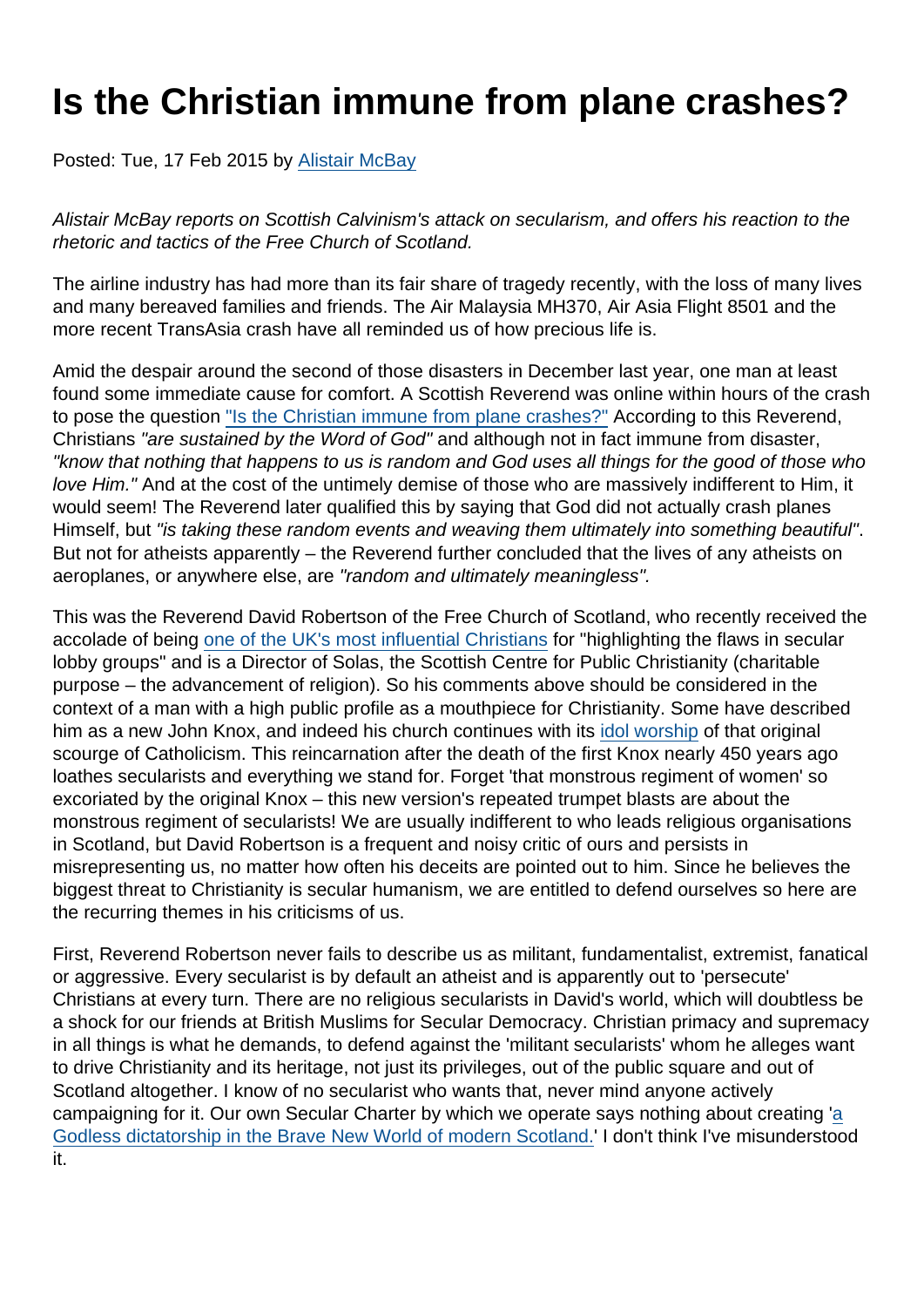# Is the Christian immune from plane crashes?

Posted: Tue, 17 Feb 2015 by Alistair McBay

*Alistair McBay reports on Scottish Calvinism's attack on secularism, and offers his reaction to the rhetoric and tactics of the Free Church of Scotland.*

The airline industry has had more than its fair share of tragedy recently, with the loss of many lives and many bereaved families and friends. The Air Malaysia MH370, Air Asia Flight 8501 and the more recent TransAsia crash have all reminded us of how precious life is.

Amid the despair around the second of those disasters in December last year, one man at least found some immediate cause for comfort. A Scottish Reverend was online within hours of the crash to pose the question "Is the Christian immune from plane crashes?" According to this Reverend, Christians *"are sustained by the Word of God"* and although not in fact immune from disaster, *"know that nothing that happens to us is random and God uses all things for the good of those who love Him."* And at the cost of the untimely demise of those who are massively indifferent to Him, it would seem! The Reverend later qualified this by saying that God did not actually crash planes Himself, but *"is taking these random events and weaving them ultimately into something beautiful"*. But not for atheists apparently – the Reverend further concluded that the lives of any atheists on aeroplanes, or anywhere else, are *"random and ultimately meaningless".*

This was the Reverend David Robertson of the Free Church of Scotland, who recently received the accolade of being one of the UK's most influential Christians for "highlighting the flaws in secular lobby groups" and is a Director of Solas, the Scottish Centre for Public Christianity (charitable purpose – the advancement of religion). So his comments above should be considered in the context of a man with a high public profile as a mouthpiece for Christianity. Some have described him as a new John Knox, and indeed his church continues with its idol worship of that original scourge of Catholicism. This reincarnation after the death of the first Knox nearly 450 years ago loathes secularists and everything we stand for. Forget 'that monstrous regiment of women' so excoriated by the original Knox – this new version's repeated trumpet blasts are about the monstrous regiment of secularists! We are usually indifferent to who leads religious organisations in Scotland, but David Robertson is a frequent and noisy critic of ours and persists in misrepresenting us, no matter how often his deceits are pointed out to him. Since he believes the biggest threat to Christianity is secular humanism, we are entitled to defend ourselves so here are the recurring themes in his criticisms of us.

First, Reverend Robertson never fails to describe us as militant, fundamentalist, extremist, fanatical or aggressive. Every secularist is by default an atheist and is apparently out to 'persecute' Christians at every turn. There are no religious secularists in David's world, which will doubtless be a shock for our friends at British Muslims for Secular Democracy. Christian primacy and supremacy in all things is what he demands, to defend against the 'militant secularists' whom he alleges want to drive Christianity and its heritage, not just its privileges, out of the public square and out of Scotland altogether. I know of no secularist who wants that, never mind anyone actively campaigning for it. Our own Secular Charter by which we operate says nothing about creating 'a Godless dictatorship in the Brave New World of modern Scotland.' I don't think I've misunderstood it.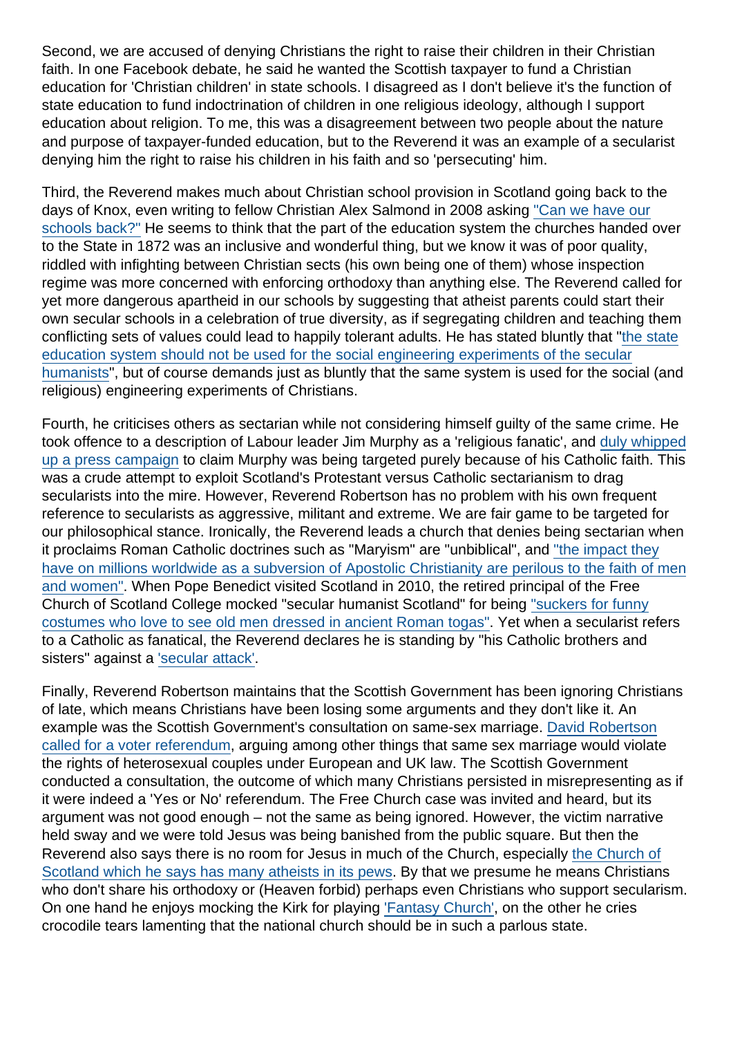Second, we are accused of denying Christians the right to raise their children in their Christian faith. In one Facebook debate, he said he wanted the Scottish taxpayer to fund a Christian education for 'Christian children' in state schools. I disagreed as I don't believe it's the function of state education to fund indoctrination of children in one religious ideology, although I support education about religion. To me, this was a disagreement between two people about the nature and purpose of taxpayer-funded education, but to the Reverend it was an example of a secularist denying him the right to raise his children in his faith and so 'persecuting' him.

Third, the Reverend makes much about Christian school provision in Scotland going back to the days of Knox, even writing to fellow Christian Alex Salmond in 2008 asking "Can we have our schools back?" He seems to think that the part of the education system the churches handed over to the State in 1872 was an inclusive and wonderful thing, but we know it was of poor quality, riddled with infighting between Christian sects (his own being one of them) whose inspection regime was more concerned with enforcing orthodoxy than anything else. The Reverend called for yet more dangerous apartheid in our schools by suggesting that atheist parents could start their own secular schools in a celebration of true diversity, as if segregating children and teaching them conflicting sets of values could lead to happily tolerant adults. He has stated bluntly that "the state education system should not be used for the social engineering experiments of the secular humanists", but of course demands just as bluntly that the same system is used for the social (and religious) engineering experiments of Christians.

Fourth, he criticises others as sectarian while not considering himself guilty of the same crime. He took offence to a description of Labour leader Jim Murphy as a 'religious fanatic', and duly whipped up a press campaign to claim Murphy was being targeted purely because of his Catholic faith. This was a crude attempt to exploit Scotland's Protestant versus Catholic sectarianism to drag secularists into the mire. However, Reverend Robertson has no problem with his own frequent reference to secularists as aggressive, militant and extreme. We are fair game to be targeted for our philosophical stance. Ironically, the Reverend leads a church that denies being sectarian when it proclaims Roman Catholic doctrines such as "Maryism" are "unbiblical", and "the impact they have on millions worldwide as a subversion of Apostolic Christianity are perilous to the faith of men and women". When Pope Benedict visited Scotland in 2010, the retired principal of the Free Church of Scotland College mocked "secular humanist Scotland" for being "suckers for funny costumes who love to see old men dressed in ancient Roman togas". Yet when a secularist refers to a Catholic as fanatical, the Reverend declares he is standing by "his Catholic brothers and sisters" against a 'secular attack'.

Finally, Reverend Robertson maintains that the Scottish Government has been ignoring Christians of late, which means Christians have been losing some arguments and they don't like it. An example was the Scottish Government's consultation on same-sex marriage. David Robertson called for a voter referendum, arguing among other things that same sex marriage would violate the rights of heterosexual couples under European and UK law. The Scottish Government conducted a consultation, the outcome of which many Christians persisted in misrepresenting as if it were indeed a 'Yes or No' referendum. The Free Church case was invited and heard, but its argument was not good enough – not the same as being ignored. However, the victim narrative held sway and we were told Jesus was being banished from the public square. But then the Reverend also says there is no room for Jesus in much of the Church, especially the Church of Scotland which he says has many atheists in its pews. By that we presume he means Christians who don't share his orthodoxy or (Heaven forbid) perhaps even Christians who support secularism. On one hand he enjoys mocking the Kirk for playing 'Fantasy Church', on the other he cries crocodile tears lamenting that the national church should be in such a parlous state.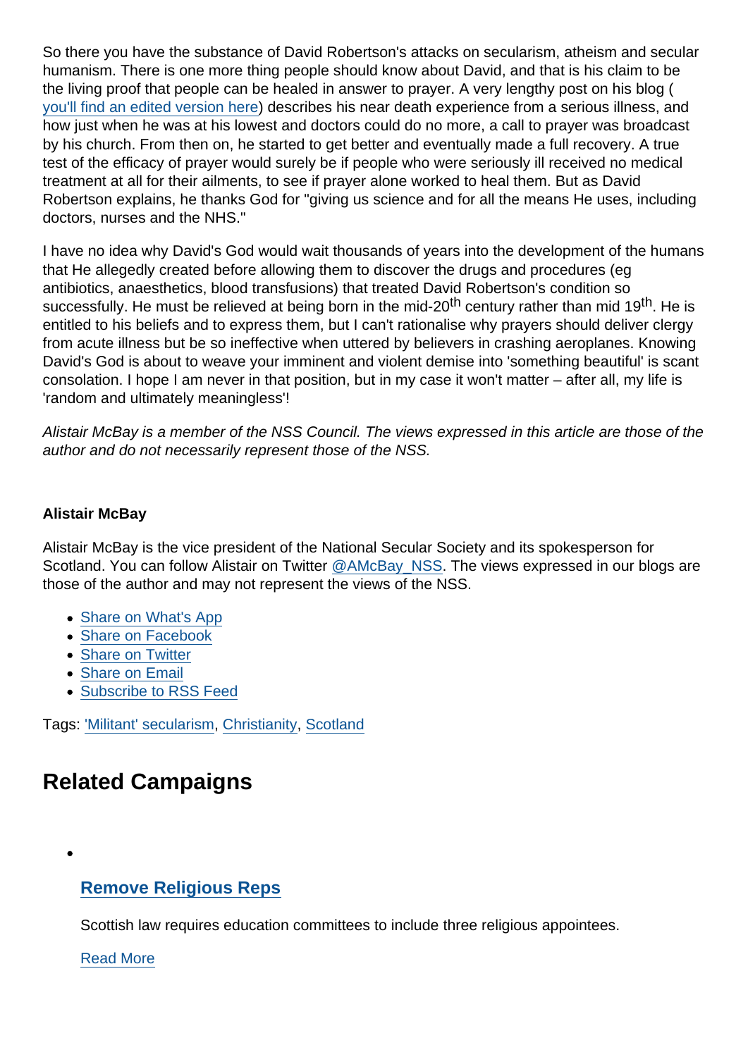So there you have the substance of David Robertson's attacks on secularism, atheism and secular humanism. There is one more thing people should know about David, and that is his claim to be the living proof that people can be healed in answer to prayer. A very lengthy post on his blog ( [you'll find an edited version here](#)) describes his near death experience from a serious illness, and how just when he was at his lowest and doctors could do no more, a call to prayer was broadcast by his church. From then on, he started to get better and eventually made a full recovery. A true test of the efficacy of prayer would surely be if people who were seriously ill received no medical treatment at all for their ailments, to see if prayer alone worked to heal them. But as David Robertson explains, he thanks God for "giving us science and for all the means He uses, including doctors, nurses and the NHS."

I have no idea why David's God would wait thousands of years into the development of the humans that He allegedly created before allowing them to discover the drugs and procedures (eg antibiotics, anaesthetics, blood transfusions) that treated David Robertson's condition so successfully. He must be relieved at being born in the mid-20th century rather than mid 19th. He is entitled to his beliefs and to express them, but I can't rationalise why prayers should deliver clergy from acute illness but be so ineffective when uttered by believers in crashing aeroplanes. Knowing David's God is about to weave your imminent and violent demise into 'something beautiful' is scant consolation. I hope I am never in that position, but in my case it won't matter – after all, my life is 'random and ultimately meaningless'!

*Alistair McBay is a member of the NSS Council. The views expressed in this article are those of the author and do not necessarily represent those of the NSS.*

**Alistair McBay**

Alistair McBay is the vice president of the National Secular Society and its spokesperson for Scotland. You can follow Alistair on Twitter @AMcBay_NSS. The views expressed in our blogs are those of the author and may not represent the views of the NSS.

- Share on What's App
- Share on Facebook
- Share on Twitter
- Share on Email
- Subscribe to RSS Feed

Tags: 'Militant' secularism, Christianity, Scotland

## Related Campaigns

- ### Remove Religious Reps

  Scottish law requires education committees to include three religious appointees.

  Read More